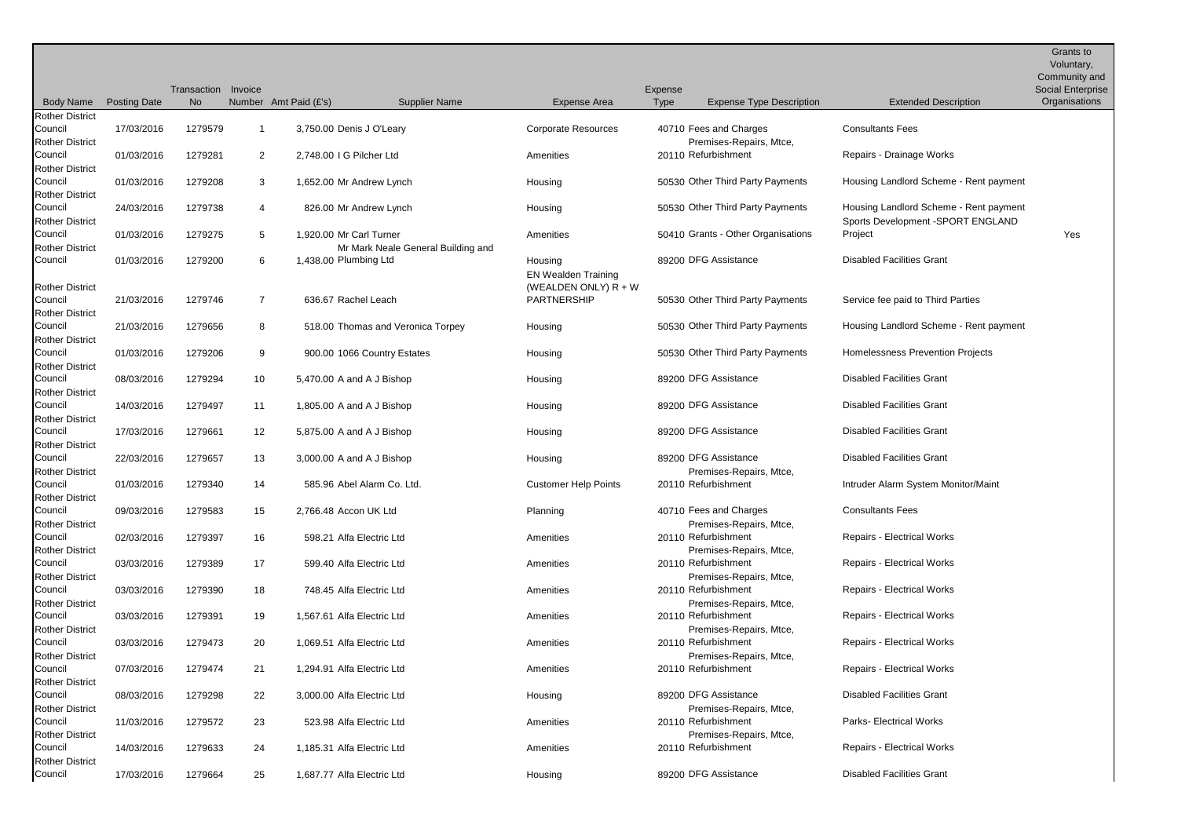| Body Name | Posting Date | Transaction No | Invoice Number | Amt Paid (£'s) | Supplier Name | Expense Area | Expense Type | Expense Type Description | Extended Description | Grants to Voluntary, Community and Social Enterprise Organisations |
|---|---|---|---|---|---|---|---|---|---|---|
| Rother District Council | 17/03/2016 | 1279579 | 1 | 3,750.00 | Denis J O'Leary | Corporate Resources | 40710 | Fees and Charges | Consultants Fees | |
| Rother District Council | 01/03/2016 | 1279281 | 2 | 2,748.00 | I G Pilcher Ltd | Amenities | 20110 | Premises-Repairs, Mtce, Refurbishment | Repairs - Drainage Works | |
| Rother District Council | 01/03/2016 | 1279208 | 3 | 1,652.00 | Mr Andrew Lynch | Housing | 50530 | Other Third Party Payments | Housing Landlord Scheme - Rent payment | |
| Rother District Council | 24/03/2016 | 1279738 | 4 | 826.00 | Mr Andrew Lynch | Housing | 50530 | Other Third Party Payments | Housing Landlord Scheme - Rent payment | |
| Rother District Council | 01/03/2016 | 1279275 | 5 | 1,920.00 | Mr Carl Turner | Amenities | 50410 | Grants - Other Organisations | Sports Development -SPORT ENGLAND Project | Yes |
| Rother District Council | 01/03/2016 | 1279200 | 6 | 1,438.00 | Mr Mark Neale General Building and Plumbing Ltd | Housing | 89200 | DFG Assistance | Disabled Facilities Grant | |
| Rother District Council | 21/03/2016 | 1279746 | 7 | 636.67 | Rachel Leach | EN Wealden Training (WEALDEN ONLY) R + W PARTNERSHIP | 50530 | Other Third Party Payments | Service fee paid to Third Parties | |
| Rother District Council | 21/03/2016 | 1279656 | 8 | 518.00 | Thomas and Veronica Torpey | Housing | 50530 | Other Third Party Payments | Housing Landlord Scheme - Rent payment | |
| Rother District Council | 01/03/2016 | 1279206 | 9 | 900.00 | 1066 Country Estates | Housing | 50530 | Other Third Party Payments | Homelessness Prevention Projects | |
| Rother District Council | 08/03/2016 | 1279294 | 10 | 5,470.00 | A and A J Bishop | Housing | 89200 | DFG Assistance | Disabled Facilities Grant | |
| Rother District Council | 14/03/2016 | 1279497 | 11 | 1,805.00 | A and A J Bishop | Housing | 89200 | DFG Assistance | Disabled Facilities Grant | |
| Rother District Council | 17/03/2016 | 1279661 | 12 | 5,875.00 | A and A J Bishop | Housing | 89200 | DFG Assistance | Disabled Facilities Grant | |
| Rother District Council | 22/03/2016 | 1279657 | 13 | 3,000.00 | A and A J Bishop | Housing | 89200 | DFG Assistance | Disabled Facilities Grant | |
| Rother District Council | 01/03/2016 | 1279340 | 14 | 585.96 | Abel Alarm Co. Ltd. | Customer Help Points | 20110 | Premises-Repairs, Mtce, Refurbishment | Intruder Alarm System Monitor/Maint | |
| Rother District Council | 09/03/2016 | 1279583 | 15 | 2,766.48 | Accon UK Ltd | Planning | 40710 | Fees and Charges | Consultants Fees | |
| Rother District Council | 02/03/2016 | 1279397 | 16 | 598.21 | Alfa Electric Ltd | Amenities | 20110 | Premises-Repairs, Mtce, Refurbishment | Repairs - Electrical Works | |
| Rother District Council | 03/03/2016 | 1279389 | 17 | 599.40 | Alfa Electric Ltd | Amenities | 20110 | Premises-Repairs, Mtce, Refurbishment | Repairs - Electrical Works | |
| Rother District Council | 03/03/2016 | 1279390 | 18 | 748.45 | Alfa Electric Ltd | Amenities | 20110 | Premises-Repairs, Mtce, Refurbishment | Repairs - Electrical Works | |
| Rother District Council | 03/03/2016 | 1279391 | 19 | 1,567.61 | Alfa Electric Ltd | Amenities | 20110 | Premises-Repairs, Mtce, Refurbishment | Repairs - Electrical Works | |
| Rother District Council | 03/03/2016 | 1279473 | 20 | 1,069.51 | Alfa Electric Ltd | Amenities | 20110 | Premises-Repairs, Mtce, Refurbishment | Repairs - Electrical Works | |
| Rother District Council | 07/03/2016 | 1279474 | 21 | 1,294.91 | Alfa Electric Ltd | Amenities | 20110 | Premises-Repairs, Mtce, Refurbishment | Repairs - Electrical Works | |
| Rother District Council | 08/03/2016 | 1279298 | 22 | 3,000.00 | Alfa Electric Ltd | Housing | 89200 | DFG Assistance | Disabled Facilities Grant | |
| Rother District Council | 11/03/2016 | 1279572 | 23 | 523.98 | Alfa Electric Ltd | Amenities | 20110 | Premises-Repairs, Mtce, Refurbishment | Parks- Electrical Works | |
| Rother District Council | 14/03/2016 | 1279633 | 24 | 1,185.31 | Alfa Electric Ltd | Amenities | 20110 | Premises-Repairs, Mtce, Refurbishment | Repairs - Electrical Works | |
| Rother District Council | 17/03/2016 | 1279664 | 25 | 1,687.77 | Alfa Electric Ltd | Housing | 89200 | DFG Assistance | Disabled Facilities Grant | |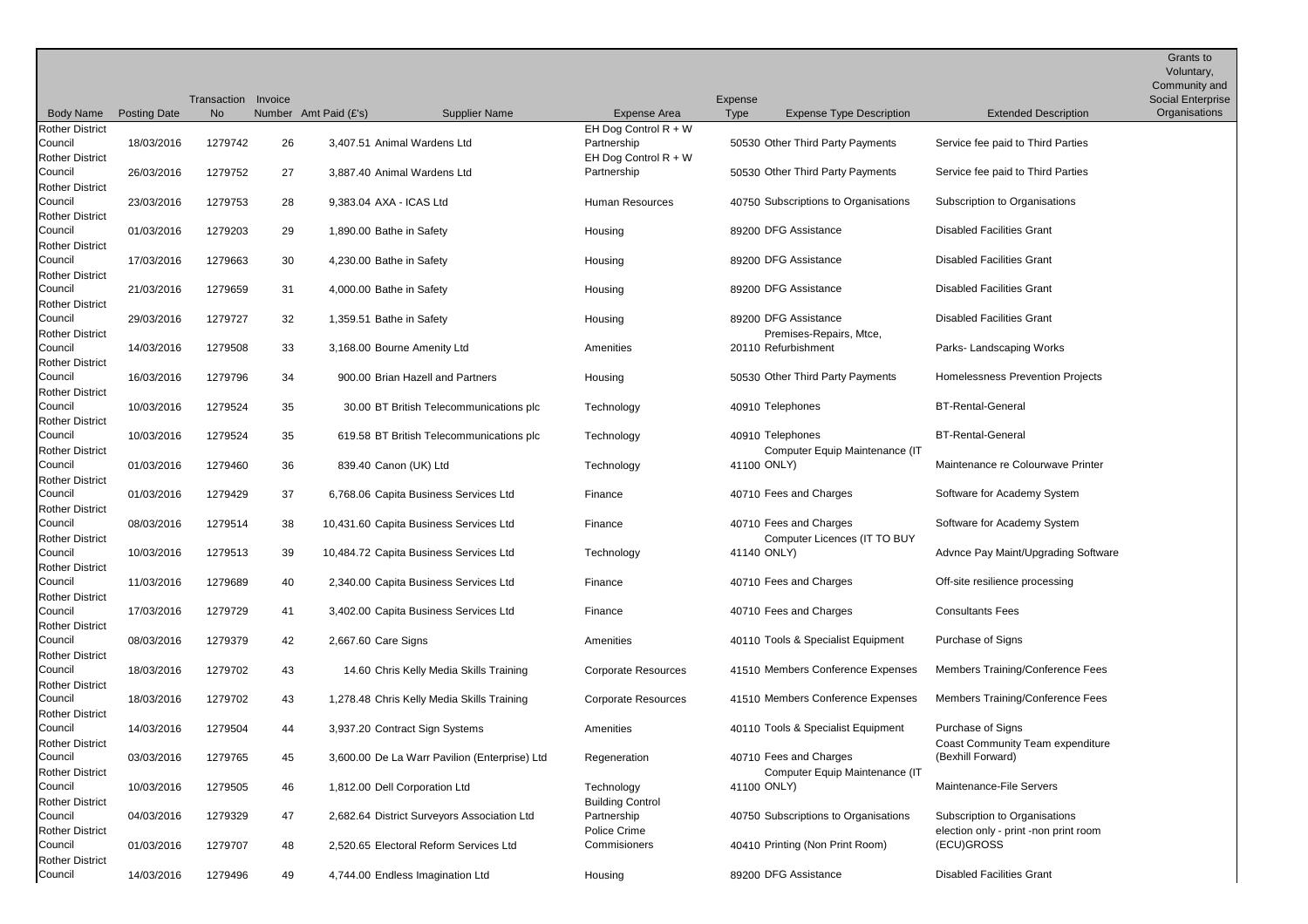| Body Name | Posting Date | Transaction No | Invoice Number | Amt Paid (£'s) | Supplier Name | Expense Area | Expense Type | Expense Type Description | Extended Description | Grants to Voluntary, Community and Social Enterprise Organisations |
|---|---|---|---|---|---|---|---|---|---|---|
| Rother District Council | 18/03/2016 | 1279742 | 26 | 3,407.51 | Animal Wardens Ltd | EH Dog Control R + W Partnership | 50530 | Other Third Party Payments | Service fee paid to Third Parties | |
| Rother District Council | 26/03/2016 | 1279752 | 27 | 3,887.40 | Animal Wardens Ltd | EH Dog Control R + W Partnership | 50530 | Other Third Party Payments | Service fee paid to Third Parties | |
| Rother District Council | 23/03/2016 | 1279753 | 28 | 9,383.04 | AXA - ICAS Ltd | Human Resources | 40750 | Subscriptions to Organisations | Subscription to Organisations | |
| Rother District Council | 01/03/2016 | 1279203 | 29 | 1,890.00 | Bathe in Safety | Housing | 89200 | DFG Assistance | Disabled Facilities Grant | |
| Rother District Council | 17/03/2016 | 1279663 | 30 | 4,230.00 | Bathe in Safety | Housing | 89200 | DFG Assistance | Disabled Facilities Grant | |
| Rother District Council | 21/03/2016 | 1279659 | 31 | 4,000.00 | Bathe in Safety | Housing | 89200 | DFG Assistance | Disabled Facilities Grant | |
| Rother District Council | 29/03/2016 | 1279727 | 32 | 1,359.51 | Bathe in Safety | Housing | 89200 | DFG Assistance | Disabled Facilities Grant | |
| Rother District Council | 14/03/2016 | 1279508 | 33 | 3,168.00 | Bourne Amenity Ltd | Amenities | 20110 | Premises-Repairs, Mtce, Refurbishment | Parks- Landscaping Works | |
| Rother District Council | 16/03/2016 | 1279796 | 34 | 900.00 | Brian Hazell and Partners | Housing | 50530 | Other Third Party Payments | Homelessness Prevention Projects | |
| Rother District Council | 10/03/2016 | 1279524 | 35 | 30.00 | BT British Telecommunications plc | Technology | 40910 | Telephones | BT-Rental-General | |
| Rother District Council | 10/03/2016 | 1279524 | 35 | 619.58 | BT British Telecommunications plc | Technology | 40910 | Telephones | BT-Rental-General | |
| Rother District Council | 01/03/2016 | 1279460 | 36 | 839.40 | Canon (UK) Ltd | Technology | 41100 | Computer Equip Maintenance (IT ONLY) | Maintenance re Colourwave Printer | |
| Rother District Council | 01/03/2016 | 1279429 | 37 | 6,768.06 | Capita Business Services Ltd | Finance | 40710 | Fees and Charges | Software for Academy System | |
| Rother District Council | 08/03/2016 | 1279514 | 38 | 10,431.60 | Capita Business Services Ltd | Finance | 40710 | Fees and Charges | Software for Academy System | |
| Rother District Council | 10/03/2016 | 1279513 | 39 | 10,484.72 | Capita Business Services Ltd | Technology | 41140 | Computer Licences (IT TO BUY ONLY) | Advnce Pay Maint/Upgrading Software | |
| Rother District Council | 11/03/2016 | 1279689 | 40 | 2,340.00 | Capita Business Services Ltd | Finance | 40710 | Fees and Charges | Off-site resilience processing | |
| Rother District Council | 17/03/2016 | 1279729 | 41 | 3,402.00 | Capita Business Services Ltd | Finance | 40710 | Fees and Charges | Consultants Fees | |
| Rother District Council | 08/03/2016 | 1279379 | 42 | 2,667.60 | Care Signs | Amenities | 40110 | Tools & Specialist Equipment | Purchase of Signs | |
| Rother District Council | 18/03/2016 | 1279702 | 43 | 14.60 | Chris Kelly Media Skills Training | Corporate Resources | 41510 | Members Conference Expenses | Members Training/Conference Fees | |
| Rother District Council | 18/03/2016 | 1279702 | 43 | 1,278.48 | Chris Kelly Media Skills Training | Corporate Resources | 41510 | Members Conference Expenses | Members Training/Conference Fees | |
| Rother District Council | 14/03/2016 | 1279504 | 44 | 3,937.20 | Contract Sign Systems | Amenities | 40110 | Tools & Specialist Equipment | Purchase of Signs | |
| Rother District Council | 03/03/2016 | 1279765 | 45 | 3,600.00 | De La Warr Pavilion (Enterprise) Ltd | Regeneration | 40710 | Fees and Charges | Coast Community Team expenditure (Bexhill Forward) | |
| Rother District Council | 10/03/2016 | 1279505 | 46 | 1,812.00 | Dell Corporation Ltd | Technology | 41100 | Computer Equip Maintenance (IT ONLY) | Maintenance-File Servers | |
| Rother District Council | 04/03/2016 | 1279329 | 47 | 2,682.64 | District Surveyors Association Ltd | Building Control Partnership | 40750 | Subscriptions to Organisations | Subscription to Organisations | |
| Rother District Council | 01/03/2016 | 1279707 | 48 | 2,520.65 | Electoral Reform Services Ltd | Police Crime Commisioners | 40410 | Printing (Non Print Room) | election only - print -non print room (ECU)GROSS | |
| Rother District Council | 14/03/2016 | 1279496 | 49 | 4,744.00 | Endless Imagination Ltd | Housing | 89200 | DFG Assistance | Disabled Facilities Grant | |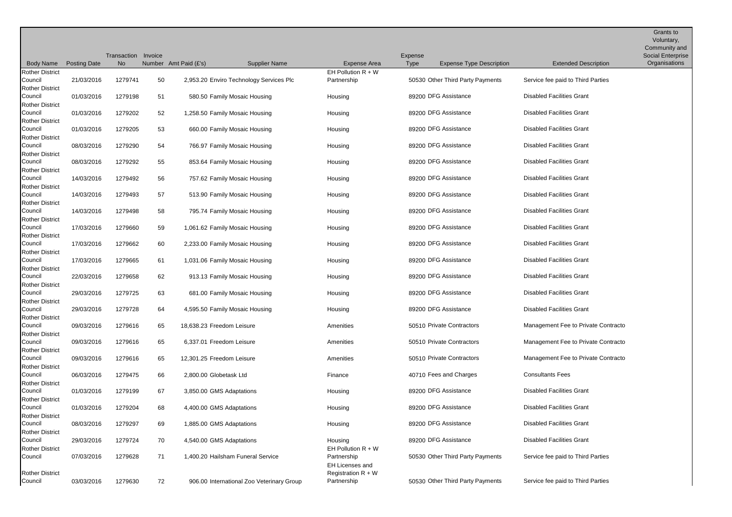| Body Name | Posting Date | Transaction No | Invoice Number | Amt Paid (£'s) | Supplier Name | Expense Area | Expense Type | Expense Type Description | Extended Description | Grants to Voluntary, Community and Social Enterprise Organisations |
|---|---|---|---|---|---|---|---|---|---|---|
| Rother District Council | 21/03/2016 | 1279741 | 50 | 2,953.20 | Enviro Technology Services Plc | EH Pollution R + W Partnership | 50530 | Other Third Party Payments | Service fee paid to Third Parties | |
| Rother District Council | 01/03/2016 | 1279198 | 51 | 580.50 | Family Mosaic Housing | Housing | 89200 | DFG Assistance | Disabled Facilities Grant | |
| Rother District Council | 01/03/2016 | 1279202 | 52 | 1,258.50 | Family Mosaic Housing | Housing | 89200 | DFG Assistance | Disabled Facilities Grant | |
| Rother District Council | 01/03/2016 | 1279205 | 53 | 660.00 | Family Mosaic Housing | Housing | 89200 | DFG Assistance | Disabled Facilities Grant | |
| Rother District Council | 08/03/2016 | 1279290 | 54 | 766.97 | Family Mosaic Housing | Housing | 89200 | DFG Assistance | Disabled Facilities Grant | |
| Rother District Council | 08/03/2016 | 1279292 | 55 | 853.64 | Family Mosaic Housing | Housing | 89200 | DFG Assistance | Disabled Facilities Grant | |
| Rother District Council | 14/03/2016 | 1279492 | 56 | 757.62 | Family Mosaic Housing | Housing | 89200 | DFG Assistance | Disabled Facilities Grant | |
| Rother District Council | 14/03/2016 | 1279493 | 57 | 513.90 | Family Mosaic Housing | Housing | 89200 | DFG Assistance | Disabled Facilities Grant | |
| Rother District Council | 14/03/2016 | 1279498 | 58 | 795.74 | Family Mosaic Housing | Housing | 89200 | DFG Assistance | Disabled Facilities Grant | |
| Rother District Council | 17/03/2016 | 1279660 | 59 | 1,061.62 | Family Mosaic Housing | Housing | 89200 | DFG Assistance | Disabled Facilities Grant | |
| Rother District Council | 17/03/2016 | 1279662 | 60 | 2,233.00 | Family Mosaic Housing | Housing | 89200 | DFG Assistance | Disabled Facilities Grant | |
| Rother District Council | 17/03/2016 | 1279665 | 61 | 1,031.06 | Family Mosaic Housing | Housing | 89200 | DFG Assistance | Disabled Facilities Grant | |
| Rother District Council | 22/03/2016 | 1279658 | 62 | 913.13 | Family Mosaic Housing | Housing | 89200 | DFG Assistance | Disabled Facilities Grant | |
| Rother District Council | 29/03/2016 | 1279725 | 63 | 681.00 | Family Mosaic Housing | Housing | 89200 | DFG Assistance | Disabled Facilities Grant | |
| Rother District Council | 29/03/2016 | 1279728 | 64 | 4,595.50 | Family Mosaic Housing | Housing | 89200 | DFG Assistance | Disabled Facilities Grant | |
| Rother District Council | 09/03/2016 | 1279616 | 65 | 18,638.23 | Freedom Leisure | Amenities | 50510 | Private Contractors | Management Fee to Private Contracto | |
| Rother District Council | 09/03/2016 | 1279616 | 65 | 6,337.01 | Freedom Leisure | Amenities | 50510 | Private Contractors | Management Fee to Private Contracto | |
| Rother District Council | 09/03/2016 | 1279616 | 65 | 12,301.25 | Freedom Leisure | Amenities | 50510 | Private Contractors | Management Fee to Private Contracto | |
| Rother District Council | 06/03/2016 | 1279475 | 66 | 2,800.00 | Globetask Ltd | Finance | 40710 | Fees and Charges | Consultants Fees | |
| Rother District Council | 01/03/2016 | 1279199 | 67 | 3,850.00 | GMS Adaptations | Housing | 89200 | DFG Assistance | Disabled Facilities Grant | |
| Rother District Council | 01/03/2016 | 1279204 | 68 | 4,400.00 | GMS Adaptations | Housing | 89200 | DFG Assistance | Disabled Facilities Grant | |
| Rother District Council | 08/03/2016 | 1279297 | 69 | 1,885.00 | GMS Adaptations | Housing | 89200 | DFG Assistance | Disabled Facilities Grant | |
| Rother District Council | 29/03/2016 | 1279724 | 70 | 4,540.00 | GMS Adaptations | Housing | 89200 | DFG Assistance | Disabled Facilities Grant | |
| Rother District Council | 07/03/2016 | 1279628 | 71 | 1,400.20 | Hailsham Funeral Service | EH Pollution R + W Partnership | 50530 | Other Third Party Payments | Service fee paid to Third Parties | |
| Rother District Council | 03/03/2016 | 1279630 | 72 | 906.00 | International Zoo Veterinary Group | EH Licenses and Registration R + W Partnership | 50530 | Other Third Party Payments | Service fee paid to Third Parties | |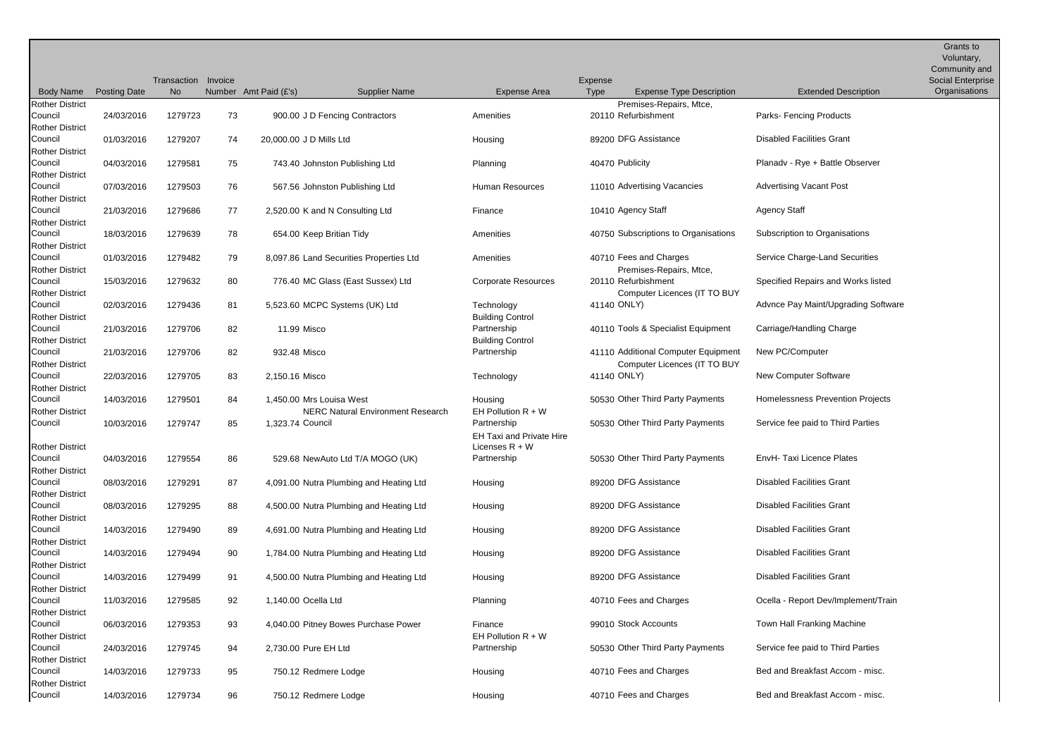| Body Name | Posting Date | Transaction No | Invoice Number | Amt Paid (£'s) | Supplier Name | Expense Area | Expense Type | Expense Type Description | Extended Description | Grants to Voluntary, Community and Social Enterprise Organisations |
|---|---|---|---|---|---|---|---|---|---|---|
| Rother District Council | 24/03/2016 | 1279723 | 73 | 900.00 | J D Fencing Contractors | Amenities | 20110 | Premises-Repairs, Mtce, Refurbishment | Parks- Fencing Products | |
| Rother District Council | 01/03/2016 | 1279207 | 74 | 20,000.00 | J D Mills Ltd | Housing | 89200 | DFG Assistance | Disabled Facilities Grant | |
| Rother District Council | 04/03/2016 | 1279581 | 75 | 743.40 | Johnston Publishing Ltd | Planning | 40470 | Publicity | Planadv - Rye + Battle Observer | |
| Rother District Council | 07/03/2016 | 1279503 | 76 | 567.56 | Johnston Publishing Ltd | Human Resources | 11010 | Advertising Vacancies | Advertising Vacant Post | |
| Rother District Council | 21/03/2016 | 1279686 | 77 | 2,520.00 | K and N Consulting Ltd | Finance | 10410 | Agency Staff | Agency Staff | |
| Rother District Council | 18/03/2016 | 1279639 | 78 | 654.00 | Keep Britian Tidy | Amenities | 40750 | Subscriptions to Organisations | Subscription to Organisations | |
| Rother District Council | 01/03/2016 | 1279482 | 79 | 8,097.86 | Land Securities Properties Ltd | Amenities | 40710 | Fees and Charges | Service Charge-Land Securities | |
| Rother District Council | 15/03/2016 | 1279632 | 80 | 776.40 | MC Glass (East Sussex) Ltd | Corporate Resources | 20110 | Premises-Repairs, Mtce, Refurbishment | Specified Repairs and Works listed | |
| Rother District Council | 02/03/2016 | 1279436 | 81 | 5,523.60 | MCPC Systems (UK) Ltd | Technology | 41140 | Computer Licences (IT TO BUY ONLY) | Advnce Pay Maint/Upgrading Software | |
| Rother District Council | 21/03/2016 | 1279706 | 82 | 11.99 | Misco | Building Control Partnership | 40110 | Tools & Specialist Equipment | Carriage/Handling Charge | |
| Rother District Council | 21/03/2016 | 1279706 | 82 | 932.48 | Misco | Building Control Partnership | 41110 | Additional Computer Equipment | New PC/Computer | |
| Rother District Council | 22/03/2016 | 1279705 | 83 | 2,150.16 | Misco | Technology | 41140 | Computer Licences (IT TO BUY ONLY) | New Computer Software | |
| Rother District Council | 14/03/2016 | 1279501 | 84 | 1,450.00 | Mrs Louisa West | Housing | 50530 | Other Third Party Payments | Homelessness Prevention Projects | |
| Rother District Council | 10/03/2016 | 1279747 | 85 | 1,323.74 | NERC Natural Environment Research Council | EH Pollution R + W Partnership | 50530 | Other Third Party Payments | Service fee paid to Third Parties | |
| Rother District Council | 04/03/2016 | 1279554 | 86 | 529.68 | NewAuto Ltd T/A MOGO (UK) | EH Taxi and Private Hire Licenses R + W Partnership | 50530 | Other Third Party Payments | EnvH- Taxi Licence Plates | |
| Rother District Council | 08/03/2016 | 1279291 | 87 | 4,091.00 | Nutra Plumbing and Heating Ltd | Housing | 89200 | DFG Assistance | Disabled Facilities Grant | |
| Rother District Council | 08/03/2016 | 1279295 | 88 | 4,500.00 | Nutra Plumbing and Heating Ltd | Housing | 89200 | DFG Assistance | Disabled Facilities Grant | |
| Rother District Council | 14/03/2016 | 1279490 | 89 | 4,691.00 | Nutra Plumbing and Heating Ltd | Housing | 89200 | DFG Assistance | Disabled Facilities Grant | |
| Rother District Council | 14/03/2016 | 1279494 | 90 | 1,784.00 | Nutra Plumbing and Heating Ltd | Housing | 89200 | DFG Assistance | Disabled Facilities Grant | |
| Rother District Council | 14/03/2016 | 1279499 | 91 | 4,500.00 | Nutra Plumbing and Heating Ltd | Housing | 89200 | DFG Assistance | Disabled Facilities Grant | |
| Rother District Council | 11/03/2016 | 1279585 | 92 | 1,140.00 | Ocella Ltd | Planning | 40710 | Fees and Charges | Ocella - Report Dev/Implement/Train | |
| Rother District Council | 06/03/2016 | 1279353 | 93 | 4,040.00 | Pitney Bowes Purchase Power | Finance | 99010 | Stock Accounts | Town Hall Franking Machine | |
| Rother District Council | 24/03/2016 | 1279745 | 94 | 2,730.00 | Pure EH Ltd | EH Pollution R + W Partnership | 50530 | Other Third Party Payments | Service fee paid to Third Parties | |
| Rother District Council | 14/03/2016 | 1279733 | 95 | 750.12 | Redmere Lodge | Housing | 40710 | Fees and Charges | Bed and Breakfast Accom - misc. | |
| Rother District Council | 14/03/2016 | 1279734 | 96 | 750.12 | Redmere Lodge | Housing | 40710 | Fees and Charges | Bed and Breakfast Accom - misc. | |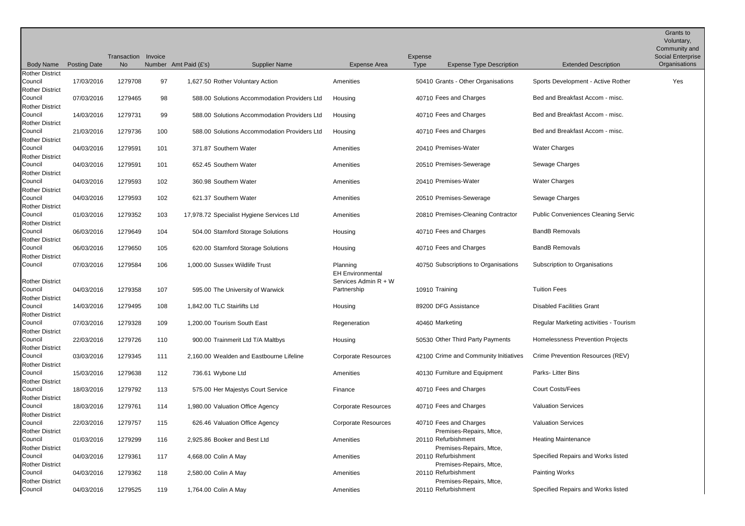| Body Name | Posting Date | Transaction No | Invoice Number | Amt Paid (£'s) | Supplier Name | Expense Area | Expense Type | Expense Type Description | Extended Description | Grants to Voluntary, Community and Social Enterprise Organisations |
|---|---|---|---|---|---|---|---|---|---|---|
| Rother District Council | 17/03/2016 | 1279708 | 97 | 1,627.50 | Rother Voluntary Action | Amenities | 50410 | Grants - Other Organisations | Sports Development - Active Rother | Yes |
| Rother District Council | 07/03/2016 | 1279465 | 98 | 588.00 | Solutions Accommodation Providers Ltd | Housing | 40710 | Fees and Charges | Bed and Breakfast Accom - misc. | |
| Rother District Council | 14/03/2016 | 1279731 | 99 | 588.00 | Solutions Accommodation Providers Ltd | Housing | 40710 | Fees and Charges | Bed and Breakfast Accom - misc. | |
| Rother District Council | 21/03/2016 | 1279736 | 100 | 588.00 | Solutions Accommodation Providers Ltd | Housing | 40710 | Fees and Charges | Bed and Breakfast Accom - misc. | |
| Rother District Council | 04/03/2016 | 1279591 | 101 | 371.87 | Southern Water | Amenities | 20410 | Premises-Water | Water Charges | |
| Rother District Council | 04/03/2016 | 1279591 | 101 | 652.45 | Southern Water | Amenities | 20510 | Premises-Sewerage | Sewage Charges | |
| Rother District Council | 04/03/2016 | 1279593 | 102 | 360.98 | Southern Water | Amenities | 20410 | Premises-Water | Water Charges | |
| Rother District Council | 04/03/2016 | 1279593 | 102 | 621.37 | Southern Water | Amenities | 20510 | Premises-Sewerage | Sewage Charges | |
| Rother District Council | 01/03/2016 | 1279352 | 103 | 17,978.72 | Specialist Hygiene Services Ltd | Amenities | 20810 | Premises-Cleaning Contractor | Public Conveniences Cleaning Servic | |
| Rother District Council | 06/03/2016 | 1279649 | 104 | 504.00 | Stamford Storage Solutions | Housing | 40710 | Fees and Charges | BandB Removals | |
| Rother District Council | 06/03/2016 | 1279650 | 105 | 620.00 | Stamford Storage Solutions | Housing | 40710 | Fees and Charges | BandB Removals | |
| Rother District Council | 07/03/2016 | 1279584 | 106 | 1,000.00 | Sussex Wildlife Trust | Planning | 40750 | Subscriptions to Organisations | Subscription to Organisations | |
| Rother District Council | 04/03/2016 | 1279358 | 107 | 595.00 | The University of Warwick | EH Environmental Services Admin R + W Partnership | 10910 | Training | Tuition Fees | |
| Rother District Council | 14/03/2016 | 1279495 | 108 | 1,842.00 | TLC Stairlifts Ltd | Housing | 89200 | DFG Assistance | Disabled Facilities Grant | |
| Rother District Council | 07/03/2016 | 1279328 | 109 | 1,200.00 | Tourism South East | Regeneration | 40460 | Marketing | Regular Marketing activities - Tourism | |
| Rother District Council | 22/03/2016 | 1279726 | 110 | 900.00 | Trainmerit Ltd T/A Maltbys | Housing | 50530 | Other Third Party Payments | Homelessness Prevention Projects | |
| Rother District Council | 03/03/2016 | 1279345 | 111 | 2,160.00 | Wealden and Eastbourne Lifeline | Corporate Resources | 42100 | Crime and Community Initiatives | Crime Prevention Resources (REV) | |
| Rother District Council | 15/03/2016 | 1279638 | 112 | 736.61 | Wybone Ltd | Amenities | 40130 | Furniture and Equipment | Parks- Litter Bins | |
| Rother District Council | 18/03/2016 | 1279792 | 113 | 575.00 | Her Majestys Court Service | Finance | 40710 | Fees and Charges | Court Costs/Fees | |
| Rother District Council | 18/03/2016 | 1279761 | 114 | 1,980.00 | Valuation Office Agency | Corporate Resources | 40710 | Fees and Charges | Valuation Services | |
| Rother District Council | 22/03/2016 | 1279757 | 115 | 626.46 | Valuation Office Agency | Corporate Resources | 40710 | Fees and Charges | Valuation Services | |
| Rother District Council | 01/03/2016 | 1279299 | 116 | 2,925.86 | Booker and Best Ltd | Amenities | 20110 | Premises-Repairs, Mtce, Refurbishment | Heating Maintenance | |
| Rother District Council | 04/03/2016 | 1279361 | 117 | 4,668.00 | Colin A May | Amenities | 20110 | Premises-Repairs, Mtce, Refurbishment | Specified Repairs and Works listed | |
| Rother District Council | 04/03/2016 | 1279362 | 118 | 2,580.00 | Colin A May | Amenities | 20110 | Premises-Repairs, Mtce, Refurbishment | Painting Works | |
| Rother District Council | 04/03/2016 | 1279525 | 119 | 1,764.00 | Colin A May | Amenities | 20110 | Premises-Repairs, Mtce, Refurbishment | Specified Repairs and Works listed | |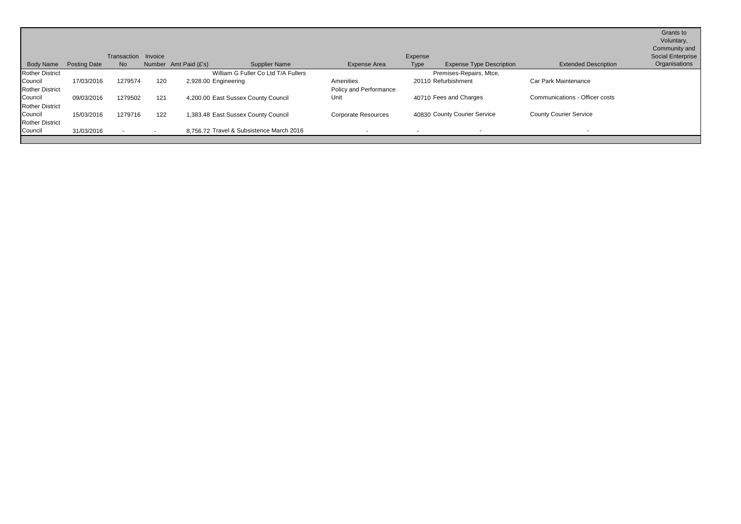| Body Name | Posting Date | Transaction No | Invoice Number | Amt Paid (£'s) | Supplier Name | Expense Area | Expense Type | Expense Type Description | Extended Description | Grants to Voluntary, Community and Social Enterprise Organisations |
|---|---|---|---|---|---|---|---|---|---|---|
| Rother District Council | 17/03/2016 | 1279574 | 120 | 2,928.00 | William G Fuller Co Ltd T/A Fullers Engineering | Amenities | 20110 | Premises-Repairs, Mtce, Refurbishment | Car Park Maintenance | |
| Rother District Council | 09/03/2016 | 1279502 | 121 | 4,200.00 | East Sussex County Council | Policy and Performance Unit | 40710 | Fees and Charges | Communications - Officer costs | |
| Rother District Council | 15/03/2016 | 1279716 | 122 | 1,383.48 | East Sussex County Council | Corporate Resources | 40830 | County Courier Service | County Courier Service | |
| Rother District Council | 31/03/2016 | - | - | 8,756.72 | Travel & Subsistence March 2016 | - | - | - | - | |